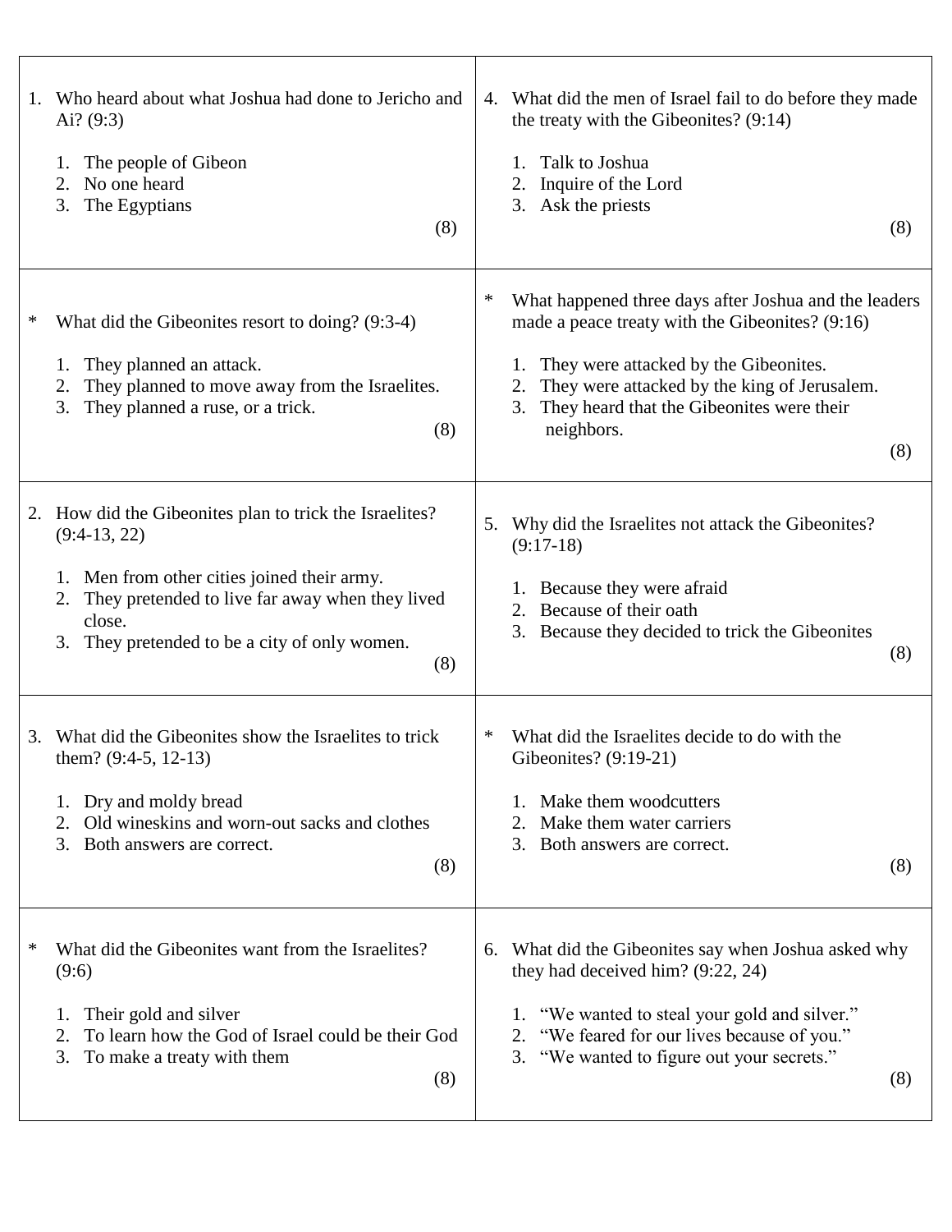1. Who heard about what Joshua had done to Jericho and Ai? (9:3)

   1. The people of Gibeon
   2. No one heard
   3. The Egyptians

   (8)

\* What did the Gibeonites resort to doing? (9:3-4)

   1. They planned an attack.
   2. They planned to move away from the Israelites.
   3. They planned a ruse, or a trick.

   (8)

2. How did the Gibeonites plan to trick the Israelites? (9:4-13, 22)

   1. Men from other cities joined their army.
   2. They pretended to live far away when they lived close.
   3. They pretended to be a city of only women.

   (8)

3. What did the Gibeonites show the Israelites to trick them? (9:4-5, 12-13)

   1. Dry and moldy bread
   2. Old wineskins and worn-out sacks and clothes
   3. Both answers are correct.

   (8)

\* What did the Gibeonites want from the Israelites? (9:6)

   1. Their gold and silver
   2. To learn how the God of Israel could be their God
   3. To make a treaty with them

   (8)

4. What did the men of Israel fail to do before they made the treaty with the Gibeonites? (9:14)

   1. Talk to Joshua
   2. Inquire of the Lord
   3. Ask the priests

   (8)

\* What happened three days after Joshua and the leaders made a peace treaty with the Gibeonites? (9:16)

   1. They were attacked by the Gibeonites.
   2. They were attacked by the king of Jerusalem.
   3. They heard that the Gibeonites were their neighbors.

   (8)

5. Why did the Israelites not attack the Gibeonites? (9:17-18)

   1. Because they were afraid
   2. Because of their oath
   3. Because they decided to trick the Gibeonites

   (8)

\* What did the Israelites decide to do with the Gibeonites? (9:19-21)

   1. Make them woodcutters
   2. Make them water carriers
   3. Both answers are correct.

   (8)

6. What did the Gibeonites say when Joshua asked why they had deceived him? (9:22, 24)

   1. "We wanted to steal your gold and silver."
   2. "We feared for our lives because of you."
   3. "We wanted to figure out your secrets."

   (8)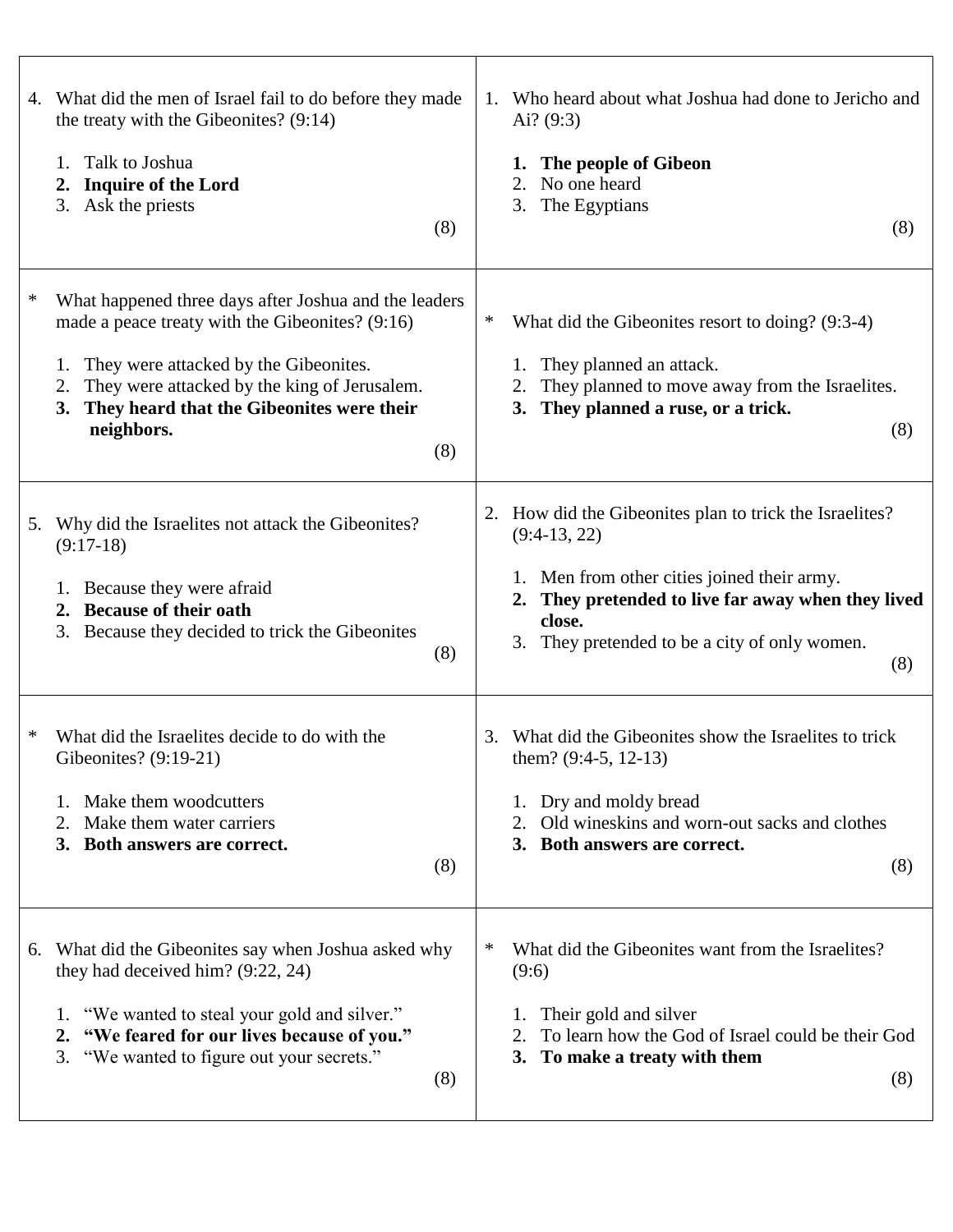1. Who heard about what Joshua had done to Jericho and Ai? (9:3)

   1. **The people of Gibeon**
   2. No one heard
   3. The Egyptians

   (8)

* What did the Gibeonites resort to doing? (9:3-4)

   1. They planned an attack.
   2. They planned to move away from the Israelites.
   3. **They planned a ruse, or a trick.**

   (8)

2. How did the Gibeonites plan to trick the Israelites? (9:4-13, 22)

   1. Men from other cities joined their army.
   2. **They pretended to live far away when they lived close.**
   3. They pretended to be a city of only women.

   (8)

3. What did the Gibeonites show the Israelites to trick them? (9:4-5, 12-13)

   1. Dry and moldy bread
   2. Old wineskins and worn-out sacks and clothes
   3. **Both answers are correct.**

   (8)

* What did the Gibeonites want from the Israelites? (9:6)

   1. Their gold and silver
   2. To learn how the God of Israel could be their God
   3. **To make a treaty with them**

   (8)

4. What did the men of Israel fail to do before they made the treaty with the Gibeonites? (9:14)

   1. Talk to Joshua
   2. **Inquire of the Lord**
   3. Ask the priests

   (8)

* What happened three days after Joshua and the leaders made a peace treaty with the Gibeonites? (9:16)

   1. They were attacked by the Gibeonites.
   2. They were attacked by the king of Jerusalem.
   3. **They heard that the Gibeonites were their neighbors.**

   (8)

5. Why did the Israelites not attack the Gibeonites? (9:17-18)

   1. Because they were afraid
   2. **Because of their oath**
   3. Because they decided to trick the Gibeonites

   (8)

* What did the Israelites decide to do with the Gibeonites? (9:19-21)

   1. Make them woodcutters
   2. Make them water carriers
   3. **Both answers are correct.**

   (8)

6. What did the Gibeonites say when Joshua asked why they had deceived him? (9:22, 24)

   1. "We wanted to steal your gold and silver."
   2. **"We feared for our lives because of you."**
   3. "We wanted to figure out your secrets."

   (8)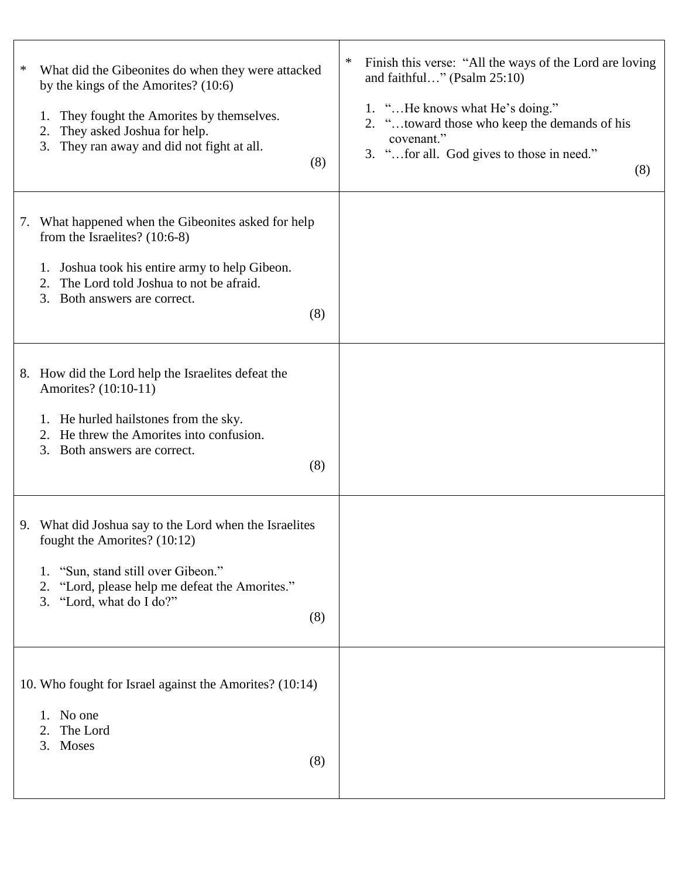\* What did the Gibeonites do when they were attacked by the kings of the Amorites? (10:6)

1. They fought the Amorites by themselves.
2. They asked Joshua for help.
3. They ran away and did not fight at all.

(8)

\* Finish this verse: "All the ways of the Lord are loving and faithful…" (Psalm 25:10)

1. "…He knows what He's doing."
2. "…toward those who keep the demands of his covenant."
3. "…for all. God gives to those in need."

(8)

7. What happened when the Gibeonites asked for help from the Israelites? (10:6-8)

   1. Joshua took his entire army to help Gibeon.
   2. The Lord told Joshua to not be afraid.
   3. Both answers are correct.

   (8)

8. How did the Lord help the Israelites defeat the Amorites? (10:10-11)

   1. He hurled hailstones from the sky.
   2. He threw the Amorites into confusion.
   3. Both answers are correct.

   (8)

9. What did Joshua say to the Lord when the Israelites fought the Amorites? (10:12)

   1. "Sun, stand still over Gibeon."
   2. "Lord, please help me defeat the Amorites."
   3. "Lord, what do I do?"

   (8)

10. Who fought for Israel against the Amorites? (10:14)

    1. No one
    2. The Lord
    3. Moses

    (8)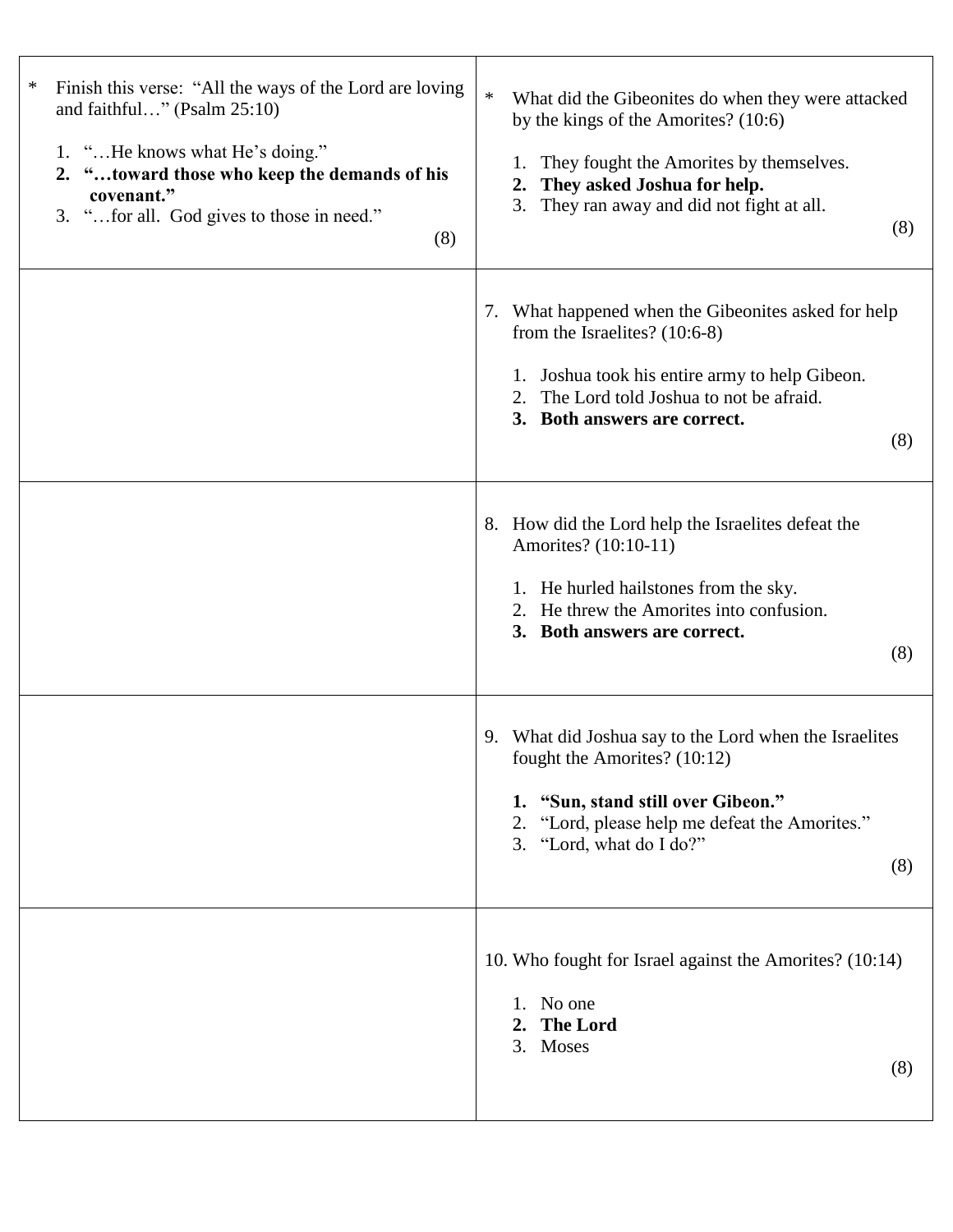\* Finish this verse: "All the ways of the Lord are loving and faithful…" (Psalm 25:10)

1. "…He knows what He's doing."
2. **"…toward those who keep the demands of his covenant."**
3. "…for all. God gives to those in need."

(8)

\* What did the Gibeonites do when they were attacked by the kings of the Amorites? (10:6)

1. They fought the Amorites by themselves.
2. **They asked Joshua for help.**
3. They ran away and did not fight at all.

(8)

7. What happened when the Gibeonites asked for help from the Israelites? (10:6-8)

   1. Joshua took his entire army to help Gibeon.
   2. The Lord told Joshua to not be afraid.
   3. **Both answers are correct.**

   (8)

8. How did the Lord help the Israelites defeat the Amorites? (10:10-11)

   1. He hurled hailstones from the sky.
   2. He threw the Amorites into confusion.
   3. **Both answers are correct.**

   (8)

9. What did Joshua say to the Lord when the Israelites fought the Amorites? (10:12)

   1. **"Sun, stand still over Gibeon."**
   2. "Lord, please help me defeat the Amorites."
   3. "Lord, what do I do?"

   (8)

10. Who fought for Israel against the Amorites? (10:14)

    1. No one
    2. **The Lord**
    3. Moses

    (8)